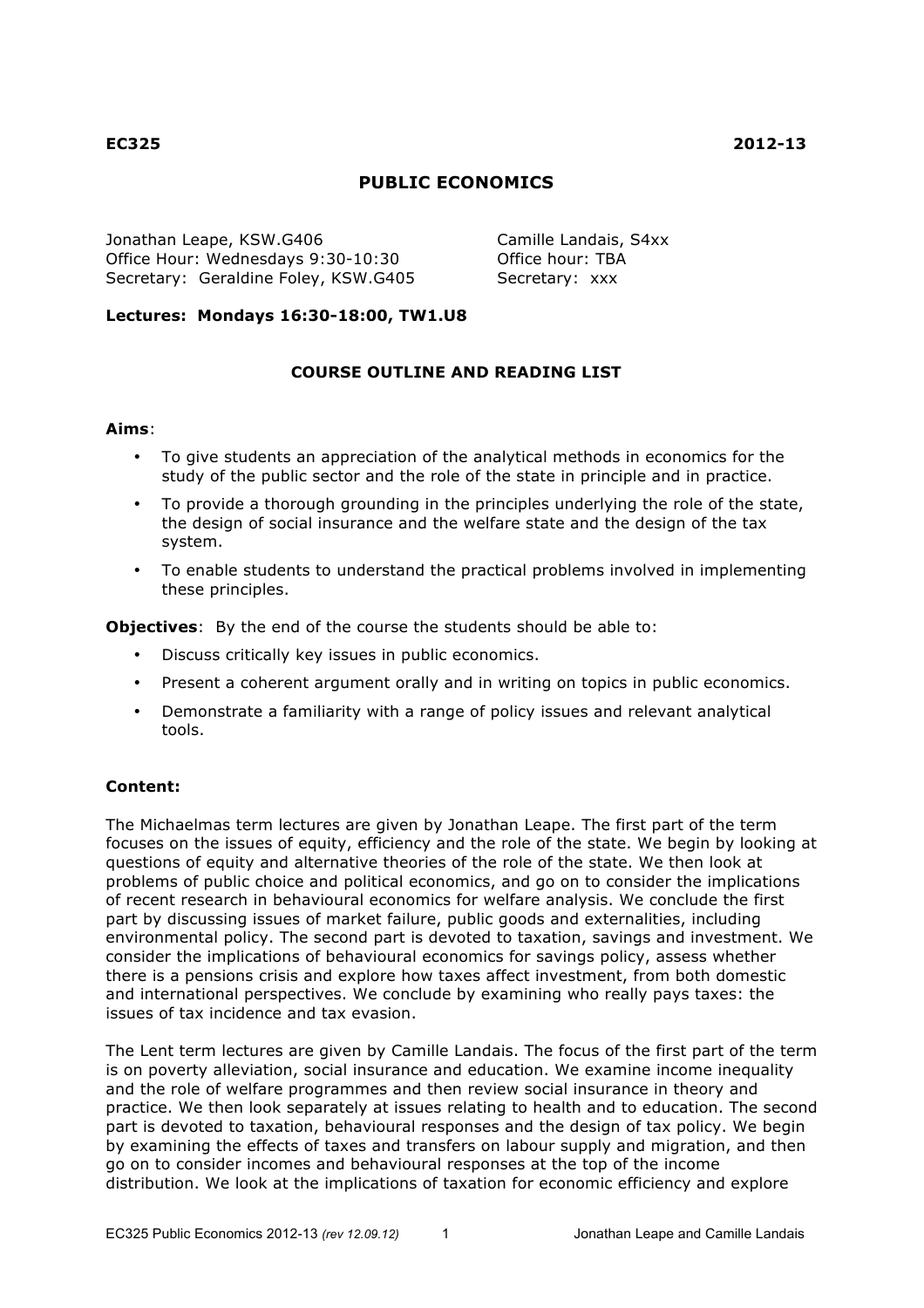**EC325** **2012-13**

# PUBLIC ECONOMICS

Jonathan Leape, KSW.G406
Office Hour: Wednesdays 9:30-10:30
Secretary: Geraldine Foley, KSW.G405

Camille Landais, S4xx
Office hour: TBA
Secretary: xxx

**Lectures: Mondays 16:30-18:00, TW1.U8**

## COURSE OUTLINE AND READING LIST

**Aims**:

- To give students an appreciation of the analytical methods in economics for the study of the public sector and the role of the state in principle and in practice.
- To provide a thorough grounding in the principles underlying the role of the state, the design of social insurance and the welfare state and the design of the tax system.
- To enable students to understand the practical problems involved in implementing these principles.

**Objectives**: By the end of the course the students should be able to:

- Discuss critically key issues in public economics.
- Present a coherent argument orally and in writing on topics in public economics.
- Demonstrate a familiarity with a range of policy issues and relevant analytical tools.

**Content:**

The Michaelmas term lectures are given by Jonathan Leape. The first part of the term focuses on the issues of equity, efficiency and the role of the state. We begin by looking at questions of equity and alternative theories of the role of the state. We then look at problems of public choice and political economics, and go on to consider the implications of recent research in behavioural economics for welfare analysis. We conclude the first part by discussing issues of market failure, public goods and externalities, including environmental policy. The second part is devoted to taxation, savings and investment. We consider the implications of behavioural economics for savings policy, assess whether there is a pensions crisis and explore how taxes affect investment, from both domestic and international perspectives. We conclude by examining who really pays taxes: the issues of tax incidence and tax evasion.

The Lent term lectures are given by Camille Landais. The focus of the first part of the term is on poverty alleviation, social insurance and education. We examine income inequality and the role of welfare programmes and then review social insurance in theory and practice. We then look separately at issues relating to health and to education. The second part is devoted to taxation, behavioural responses and the design of tax policy. We begin by examining the effects of taxes and transfers on labour supply and migration, and then go on to consider incomes and behavioural responses at the top of the income distribution. We look at the implications of taxation for economic efficiency and explore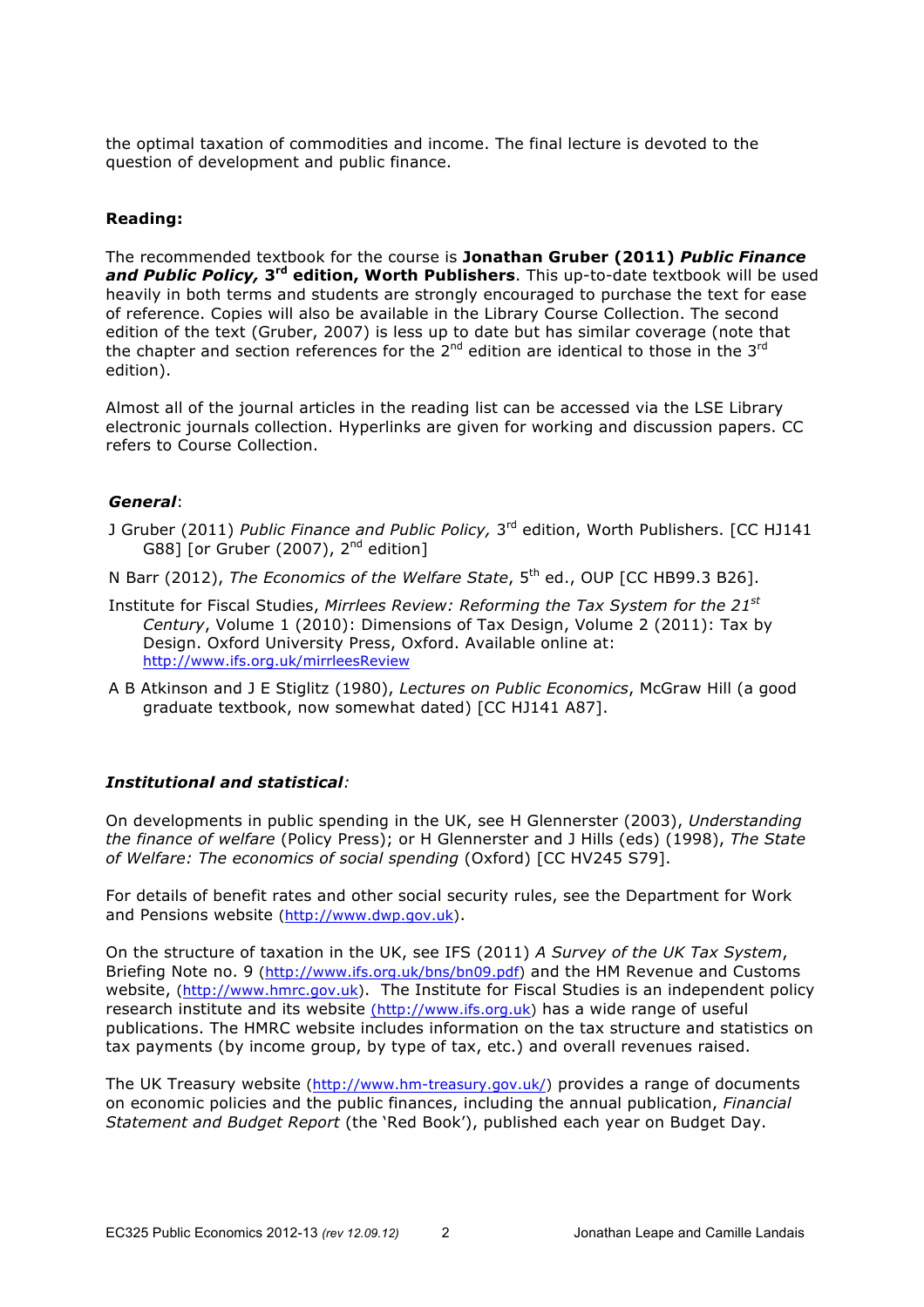the optimal taxation of commodities and income. The final lecture is devoted to the question of development and public finance.

### Reading:

The recommended textbook for the course is **Jonathan Gruber (2011) *Public Finance and Public Policy,* 3rd edition, Worth Publishers**. This up-to-date textbook will be used heavily in both terms and students are strongly encouraged to purchase the text for ease of reference. Copies will also be available in the Library Course Collection. The second edition of the text (Gruber, 2007) is less up to date but has similar coverage (note that the chapter and section references for the 2nd edition are identical to those in the 3rd edition).

Almost all of the journal articles in the reading list can be accessed via the LSE Library electronic journals collection. Hyperlinks are given for working and discussion papers. CC refers to Course Collection.

#### *General*:

J Gruber (2011) *Public Finance and Public Policy,* 3rd edition, Worth Publishers. [CC HJ141 G88] [or Gruber (2007), 2nd edition]

N Barr (2012), *The Economics of the Welfare State*, 5th ed., OUP [CC HB99.3 B26].

Institute for Fiscal Studies, *Mirrlees Review: Reforming the Tax System for the 21st Century*, Volume 1 (2010): Dimensions of Tax Design, Volume 2 (2011): Tax by Design. Oxford University Press, Oxford. Available online at: http://www.ifs.org.uk/mirrleesReview

A B Atkinson and J E Stiglitz (1980), *Lectures on Public Economics*, McGraw Hill (a good graduate textbook, now somewhat dated) [CC HJ141 A87].

#### *Institutional and statistical:*

On developments in public spending in the UK, see H Glennerster (2003), *Understanding the finance of welfare* (Policy Press); or H Glennerster and J Hills (eds) (1998), *The State of Welfare: The economics of social spending* (Oxford) [CC HV245 S79].

For details of benefit rates and other social security rules, see the Department for Work and Pensions website (http://www.dwp.gov.uk).

On the structure of taxation in the UK, see IFS (2011) *A Survey of the UK Tax System*, Briefing Note no. 9 (http://www.ifs.org.uk/bns/bn09.pdf) and the HM Revenue and Customs website, (http://www.hmrc.gov.uk). The Institute for Fiscal Studies is an independent policy research institute and its website (http://www.ifs.org.uk) has a wide range of useful publications. The HMRC website includes information on the tax structure and statistics on tax payments (by income group, by type of tax, etc.) and overall revenues raised.

The UK Treasury website (http://www.hm-treasury.gov.uk/) provides a range of documents on economic policies and the public finances, including the annual publication, *Financial Statement and Budget Report* (the 'Red Book'), published each year on Budget Day.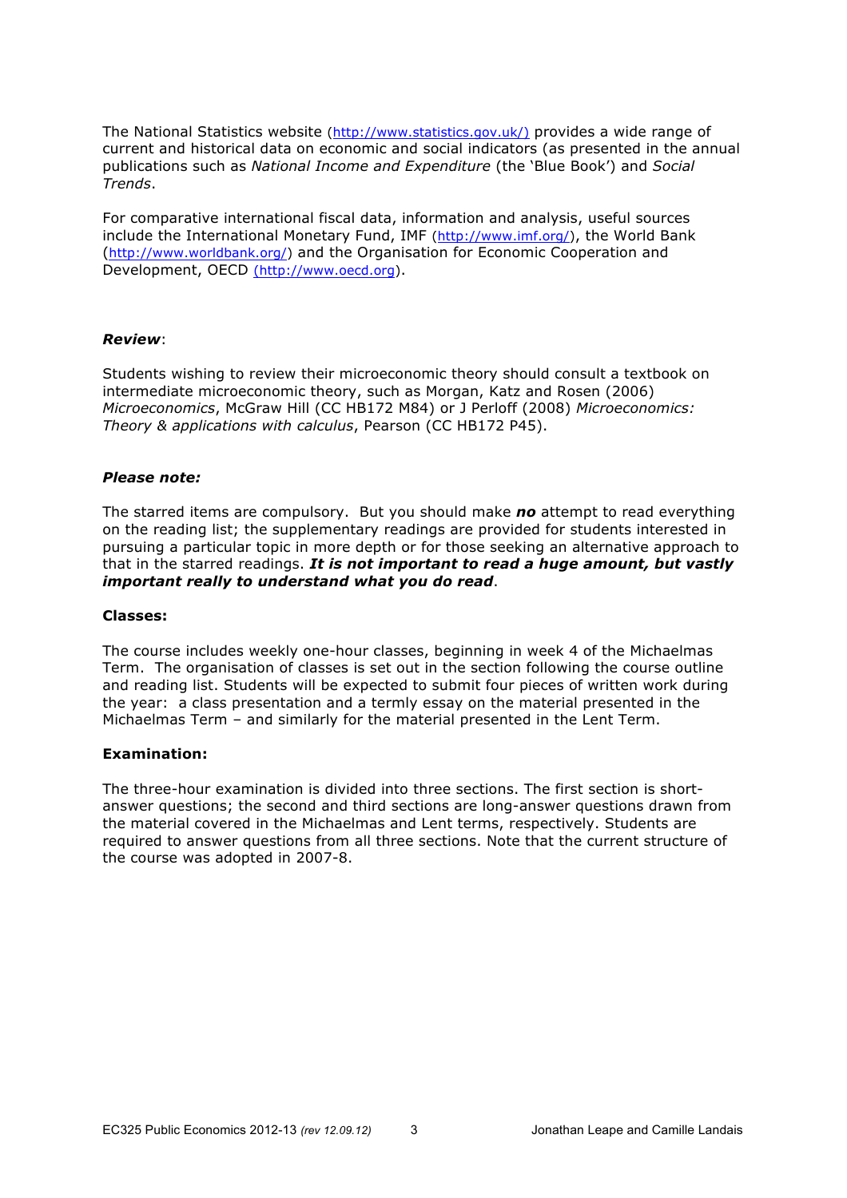The National Statistics website (http://www.statistics.gov.uk/) provides a wide range of current and historical data on economic and social indicators (as presented in the annual publications such as *National Income and Expenditure* (the 'Blue Book') and *Social Trends*.

For comparative international fiscal data, information and analysis, useful sources include the International Monetary Fund, IMF (http://www.imf.org/), the World Bank (http://www.worldbank.org/) and the Organisation for Economic Cooperation and Development, OECD (http://www.oecd.org).

***Review***:

Students wishing to review their microeconomic theory should consult a textbook on intermediate microeconomic theory, such as Morgan, Katz and Rosen (2006) *Microeconomics*, McGraw Hill (CC HB172 M84) or J Perloff (2008) *Microeconomics: Theory & applications with calculus*, Pearson (CC HB172 P45).

***Please note:***

The starred items are compulsory. But you should make ***no*** attempt to read everything on the reading list; the supplementary readings are provided for students interested in pursuing a particular topic in more depth or for those seeking an alternative approach to that in the starred readings. ***It is not important to read a huge amount, but vastly important really to understand what you do read***.

**Classes:**

The course includes weekly one-hour classes, beginning in week 4 of the Michaelmas Term. The organisation of classes is set out in the section following the course outline and reading list. Students will be expected to submit four pieces of written work during the year: a class presentation and a termly essay on the material presented in the Michaelmas Term – and similarly for the material presented in the Lent Term.

**Examination:**

The three-hour examination is divided into three sections. The first section is short-answer questions; the second and third sections are long-answer questions drawn from the material covered in the Michaelmas and Lent terms, respectively. Students are required to answer questions from all three sections. Note that the current structure of the course was adopted in 2007-8.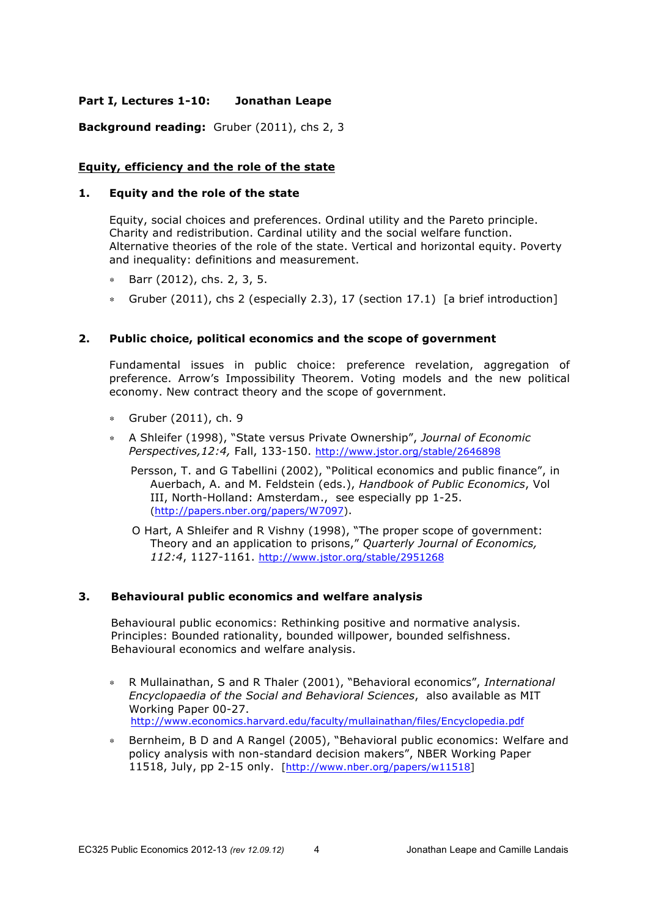**Part I, Lectures 1-10: Jonathan Leape**

**Background reading:** Gruber (2011), chs 2, 3

## Equity, efficiency and the role of the state

### 1. Equity and the role of the state

Equity, social choices and preferences. Ordinal utility and the Pareto principle. Charity and redistribution. Cardinal utility and the social welfare function. Alternative theories of the role of the state. Vertical and horizontal equity. Poverty and inequality: definitions and measurement.

- Barr (2012), chs. 2, 3, 5.
- Gruber (2011), chs 2 (especially 2.3), 17 (section 17.1) [a brief introduction]

### 2. Public choice, political economics and the scope of government

Fundamental issues in public choice: preference revelation, aggregation of preference. Arrow's Impossibility Theorem. Voting models and the new political economy. New contract theory and the scope of government.

- Gruber (2011), ch. 9
- A Shleifer (1998), "State versus Private Ownership", *Journal of Economic Perspectives,12:4,* Fall, 133-150. http://www.jstor.org/stable/2646898

  Persson, T. and G Tabellini (2002), "Political economics and public finance", in Auerbach, A. and M. Feldstein (eds.), *Handbook of Public Economics*, Vol III, North-Holland: Amsterdam., see especially pp 1-25. (http://papers.nber.org/papers/W7097).

  O Hart, A Shleifer and R Vishny (1998), "The proper scope of government: Theory and an application to prisons," *Quarterly Journal of Economics, 112:4*, 1127-1161. http://www.jstor.org/stable/2951268

### 3. Behavioural public economics and welfare analysis

Behavioural public economics: Rethinking positive and normative analysis. Principles: Bounded rationality, bounded willpower, bounded selfishness. Behavioural economics and welfare analysis.

- R Mullainathan, S and R Thaler (2001), "Behavioral economics", *International Encyclopaedia of the Social and Behavioral Sciences*, also available as MIT Working Paper 00-27. http://www.economics.harvard.edu/faculty/mullainathan/files/Encyclopedia.pdf
- Bernheim, B D and A Rangel (2005), "Behavioral public economics: Welfare and policy analysis with non-standard decision makers", NBER Working Paper 11518, July, pp 2-15 only. [http://www.nber.org/papers/w11518]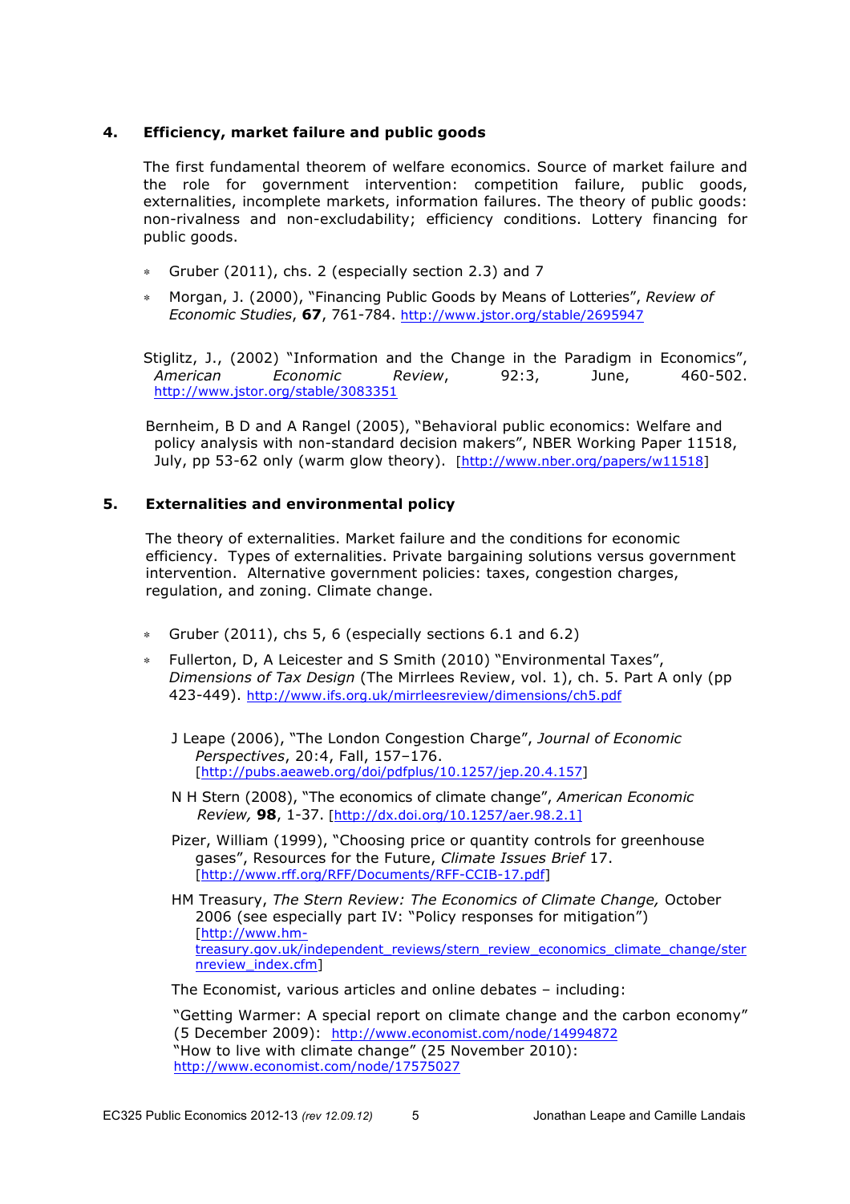## 4. Efficiency, market failure and public goods

The first fundamental theorem of welfare economics. Source of market failure and the role for government intervention: competition failure, public goods, externalities, incomplete markets, information failures. The theory of public goods: non-rivalness and non-excludability; efficiency conditions. Lottery financing for public goods.

- Gruber (2011), chs. 2 (especially section 2.3) and 7
- Morgan, J. (2000), "Financing Public Goods by Means of Lotteries", *Review of Economic Studies*, **67**, 761-784. http://www.jstor.org/stable/2695947

Stiglitz, J., (2002) "Information and the Change in the Paradigm in Economics", *American Economic Review*, 92:3, June, 460-502. http://www.jstor.org/stable/3083351

Bernheim, B D and A Rangel (2005), "Behavioral public economics: Welfare and policy analysis with non-standard decision makers", NBER Working Paper 11518, July, pp 53-62 only (warm glow theory). [http://www.nber.org/papers/w11518]

## 5. Externalities and environmental policy

The theory of externalities. Market failure and the conditions for economic efficiency. Types of externalities. Private bargaining solutions versus government intervention. Alternative government policies: taxes, congestion charges, regulation, and zoning. Climate change.

- Gruber (2011), chs 5, 6 (especially sections 6.1 and 6.2)
- Fullerton, D, A Leicester and S Smith (2010) "Environmental Taxes", *Dimensions of Tax Design* (The Mirrlees Review, vol. 1), ch. 5. Part A only (pp 423-449). http://www.ifs.org.uk/mirrleesreview/dimensions/ch5.pdf

J Leape (2006), "The London Congestion Charge", *Journal of Economic Perspectives*, 20:4, Fall, 157–176. [http://pubs.aeaweb.org/doi/pdfplus/10.1257/jep.20.4.157]

N H Stern (2008), "The economics of climate change", *American Economic Review,* **98**, 1-37. [http://dx.doi.org/10.1257/aer.98.2.1]

Pizer, William (1999), "Choosing price or quantity controls for greenhouse gases", Resources for the Future, *Climate Issues Brief* 17. [http://www.rff.org/RFF/Documents/RFF-CCIB-17.pdf]

HM Treasury, *The Stern Review: The Economics of Climate Change,* October 2006 (see especially part IV: "Policy responses for mitigation") [http://www.hm-treasury.gov.uk/independent_reviews/stern_review_economics_climate_change/sternreview_index.cfm]

The Economist, various articles and online debates – including:

"Getting Warmer: A special report on climate change and the carbon economy" (5 December 2009): http://www.economist.com/node/14994872
"How to live with climate change" (25 November 2010): http://www.economist.com/node/17575027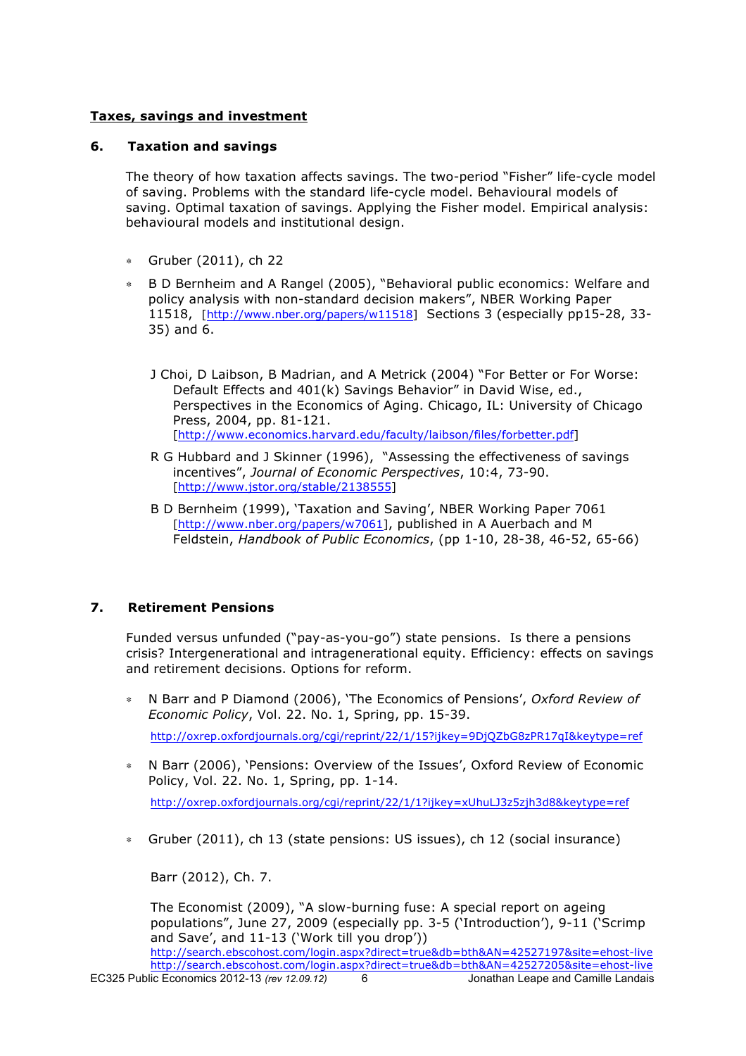**Taxes, savings and investment**

### 6. Taxation and savings

The theory of how taxation affects savings. The two-period "Fisher" life-cycle model of saving. Problems with the standard life-cycle model. Behavioural models of saving. Optimal taxation of savings. Applying the Fisher model. Empirical analysis: behavioural models and institutional design.

* Gruber (2011), ch 22
* B D Bernheim and A Rangel (2005), "Behavioral public economics: Welfare and policy analysis with non-standard decision makers", NBER Working Paper 11518, [http://www.nber.org/papers/w11518] Sections 3 (especially pp15-28, 33-35) and 6.

J Choi, D Laibson, B Madrian, and A Metrick (2004) "For Better or For Worse: Default Effects and 401(k) Savings Behavior" in David Wise, ed., Perspectives in the Economics of Aging. Chicago, IL: University of Chicago Press, 2004, pp. 81-121. [http://www.economics.harvard.edu/faculty/laibson/files/forbetter.pdf]

R G Hubbard and J Skinner (1996), "Assessing the effectiveness of savings incentives", *Journal of Economic Perspectives*, 10:4, 73-90. [http://www.jstor.org/stable/2138555]

B D Bernheim (1999), 'Taxation and Saving', NBER Working Paper 7061 [http://www.nber.org/papers/w7061], published in A Auerbach and M Feldstein, *Handbook of Public Economics*, (pp 1-10, 28-38, 46-52, 65-66)

### 7. Retirement Pensions

Funded versus unfunded ("pay-as-you-go") state pensions. Is there a pensions crisis? Intergenerational and intragenerational equity. Efficiency: effects on savings and retirement decisions. Options for reform.

* N Barr and P Diamond (2006), 'The Economics of Pensions', *Oxford Review of Economic Policy*, Vol. 22. No. 1, Spring, pp. 15-39.

  http://oxrep.oxfordjournals.org/cgi/reprint/22/1/15?ijkey=9DjQZbG8zPR17qI&keytype=ref

* N Barr (2006), 'Pensions: Overview of the Issues', Oxford Review of Economic Policy, Vol. 22. No. 1, Spring, pp. 1-14.

  http://oxrep.oxfordjournals.org/cgi/reprint/22/1/1?ijkey=xUhuLJ3z5zjh3d8&keytype=ref

* Gruber (2011), ch 13 (state pensions: US issues), ch 12 (social insurance)

Barr (2012), Ch. 7.

The Economist (2009), "A slow-burning fuse: A special report on ageing populations", June 27, 2009 (especially pp. 3-5 ('Introduction'), 9-11 ('Scrimp and Save', and 11-13 ('Work till you drop'))
http://search.ebscohost.com/login.aspx?direct=true&db=bth&AN=42527197&site=ehost-live
http://search.ebscohost.com/login.aspx?direct=true&db=bth&AN=42527205&site=ehost-live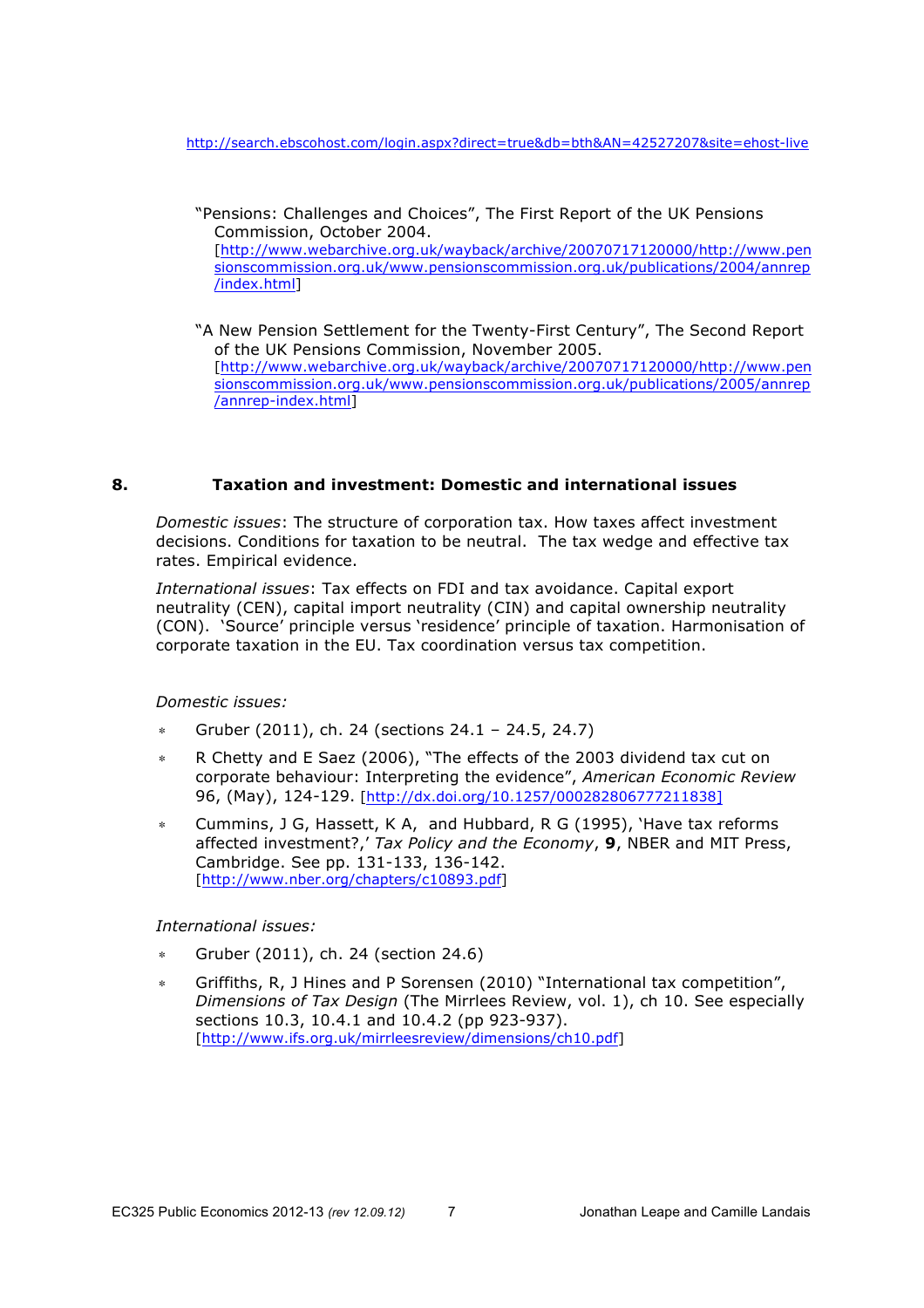http://search.ebscohost.com/login.aspx?direct=true&db=bth&AN=42527207&site=ehost-live

"Pensions: Challenges and Choices", The First Report of the UK Pensions Commission, October 2004. [http://www.webarchive.org.uk/wayback/archive/20070717120000/http://www.pensionscommission.org.uk/www.pensionscommission.org.uk/publications/2004/annrep/index.html]

"A New Pension Settlement for the Twenty-First Century", The Second Report of the UK Pensions Commission, November 2005. [http://www.webarchive.org.uk/wayback/archive/20070717120000/http://www.pensionscommission.org.uk/www.pensionscommission.org.uk/publications/2005/annrep/annrep-index.html]

## 8. Taxation and investment: Domestic and international issues

*Domestic issues*: The structure of corporation tax. How taxes affect investment decisions. Conditions for taxation to be neutral. The tax wedge and effective tax rates. Empirical evidence.

*International issues*: Tax effects on FDI and tax avoidance. Capital export neutrality (CEN), capital import neutrality (CIN) and capital ownership neutrality (CON). 'Source' principle versus 'residence' principle of taxation. Harmonisation of corporate taxation in the EU. Tax coordination versus tax competition.

*Domestic issues:*

- Gruber (2011), ch. 24 (sections 24.1 – 24.5, 24.7)
- R Chetty and E Saez (2006), "The effects of the 2003 dividend tax cut on corporate behaviour: Interpreting the evidence", *American Economic Review* 96, (May), 124-129. [http://dx.doi.org/10.1257/000282806777211838]
- Cummins, J G, Hassett, K A, and Hubbard, R G (1995), 'Have tax reforms affected investment?,' *Tax Policy and the Economy*, **9**, NBER and MIT Press, Cambridge. See pp. 131-133, 136-142. [http://www.nber.org/chapters/c10893.pdf]

*International issues:*

- Gruber (2011), ch. 24 (section 24.6)
- Griffiths, R, J Hines and P Sorensen (2010) "International tax competition", *Dimensions of Tax Design* (The Mirrlees Review, vol. 1), ch 10. See especially sections 10.3, 10.4.1 and 10.4.2 (pp 923-937). [http://www.ifs.org.uk/mirrleesreview/dimensions/ch10.pdf]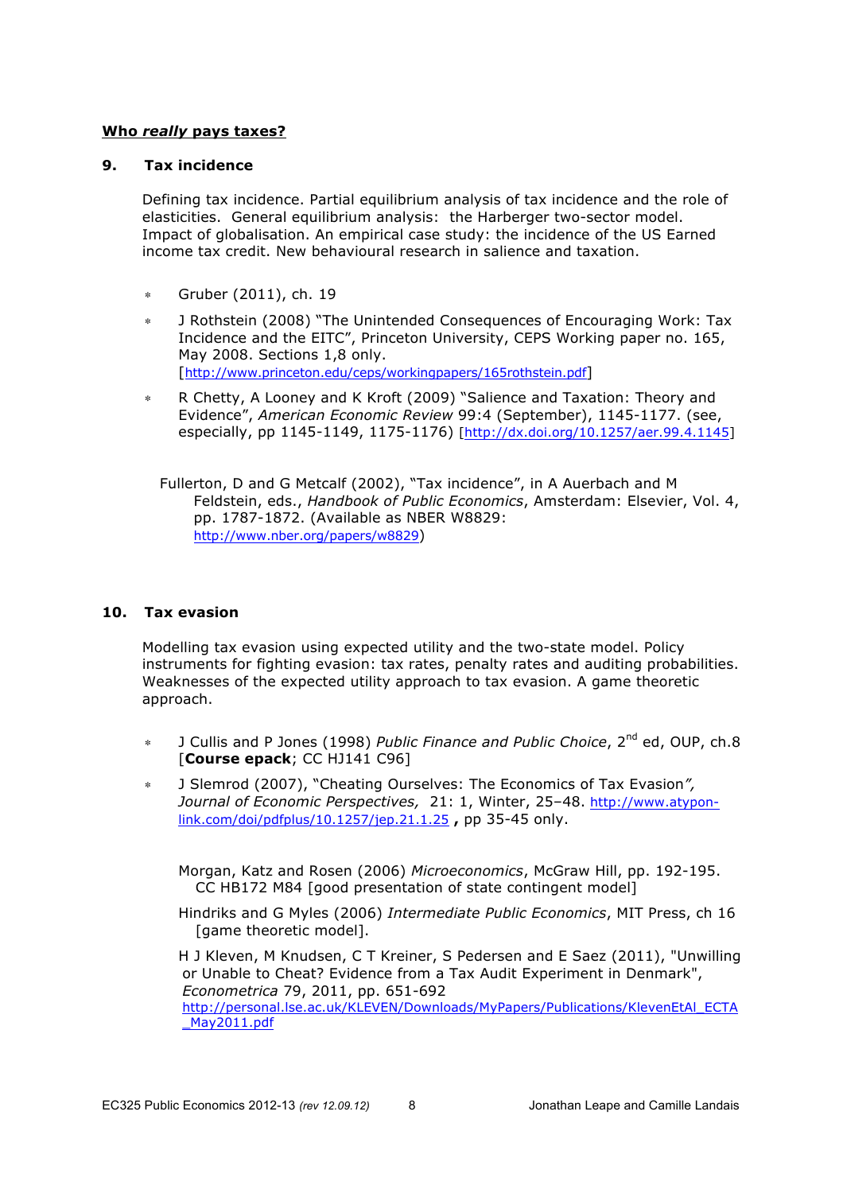**Who *really* pays taxes?**

## 9. Tax incidence

Defining tax incidence. Partial equilibrium analysis of tax incidence and the role of elasticities. General equilibrium analysis: the Harberger two-sector model. Impact of globalisation. An empirical case study: the incidence of the US Earned income tax credit. New behavioural research in salience and taxation.

- Gruber (2011), ch. 19
- J Rothstein (2008) "The Unintended Consequences of Encouraging Work: Tax Incidence and the EITC", Princeton University, CEPS Working paper no. 165, May 2008. Sections 1,8 only. [http://www.princeton.edu/ceps/workingpapers/165rothstein.pdf]
- R Chetty, A Looney and K Kroft (2009) "Salience and Taxation: Theory and Evidence", *American Economic Review* 99:4 (September), 1145-1177. (see, especially, pp 1145-1149, 1175-1176) [http://dx.doi.org/10.1257/aer.99.4.1145]

Fullerton, D and G Metcalf (2002), "Tax incidence", in A Auerbach and M Feldstein, eds., *Handbook of Public Economics*, Amsterdam: Elsevier, Vol. 4, pp. 1787-1872. (Available as NBER W8829: http://www.nber.org/papers/w8829)

## 10. Tax evasion

Modelling tax evasion using expected utility and the two-state model. Policy instruments for fighting evasion: tax rates, penalty rates and auditing probabilities. Weaknesses of the expected utility approach to tax evasion. A game theoretic approach.

- J Cullis and P Jones (1998) *Public Finance and Public Choice*, 2nd ed, OUP, ch.8 [**Course epack**; CC HJ141 C96]
- J Slemrod (2007), "Cheating Ourselves: The Economics of Tax Evasion", *Journal of Economic Perspectives,* 21: 1, Winter, 25–48. http://www.atypon-link.com/doi/pdfplus/10.1257/jep.21.1.25 **,** pp 35-45 only.

Morgan, Katz and Rosen (2006) *Microeconomics*, McGraw Hill, pp. 192-195. CC HB172 M84 [good presentation of state contingent model]

Hindriks and G Myles (2006) *Intermediate Public Economics*, MIT Press, ch 16 [game theoretic model].

H J Kleven, M Knudsen, C T Kreiner, S Pedersen and E Saez (2011), "Unwilling or Unable to Cheat? Evidence from a Tax Audit Experiment in Denmark", *Econometrica* 79, 2011, pp. 651-692 http://personal.lse.ac.uk/KLEVEN/Downloads/MyPapers/Publications/KlevenEtAl_ECTA_May2011.pdf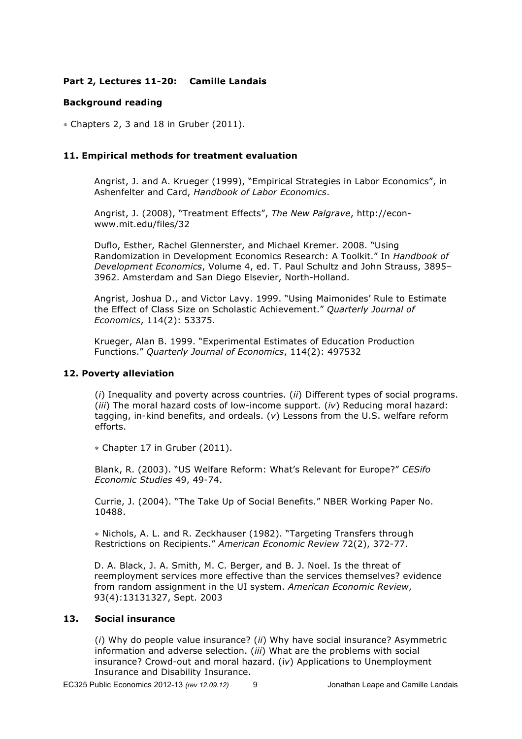**Part 2, Lectures 11-20: Camille Landais**

**Background reading**

∗ Chapters 2, 3 and 18 in Gruber (2011).

### 11. Empirical methods for treatment evaluation

Angrist, J. and A. Krueger (1999), "Empirical Strategies in Labor Economics", in Ashenfelter and Card, *Handbook of Labor Economics*.

Angrist, J. (2008), "Treatment Effects", *The New Palgrave*, http://econ-www.mit.edu/files/32

Duflo, Esther, Rachel Glennerster, and Michael Kremer. 2008. "Using Randomization in Development Economics Research: A Toolkit." In *Handbook of Development Economics*, Volume 4, ed. T. Paul Schultz and John Strauss, 3895–3962. Amsterdam and San Diego Elsevier, North-Holland.

Angrist, Joshua D., and Victor Lavy. 1999. "Using Maimonides' Rule to Estimate the Effect of Class Size on Scholastic Achievement." *Quarterly Journal of Economics*, 114(2): 53375.

Krueger, Alan B. 1999. "Experimental Estimates of Education Production Functions." *Quarterly Journal of Economics*, 114(2): 497532

### 12. Poverty alleviation

(*i*) Inequality and poverty across countries. (*ii*) Different types of social programs. (*iii*) The moral hazard costs of low-income support. (*iv*) Reducing moral hazard: tagging, in-kind benefits, and ordeals. (*v*) Lessons from the U.S. welfare reform efforts.

∗ Chapter 17 in Gruber (2011).

Blank, R. (2003). "US Welfare Reform: What's Relevant for Europe?" *CESifo Economic Studies* 49, 49-74.

Currie, J. (2004). "The Take Up of Social Benefits." NBER Working Paper No. 10488.

∗ Nichols, A. L. and R. Zeckhauser (1982). "Targeting Transfers through Restrictions on Recipients." *American Economic Review* 72(2), 372-77.

D. A. Black, J. A. Smith, M. C. Berger, and B. J. Noel. Is the threat of reemployment services more effective than the services themselves? evidence from random assignment in the UI system. *American Economic Review*, 93(4):13131327, Sept. 2003

### 13. Social insurance

(*i*) Why do people value insurance? (*ii*) Why have social insurance? Asymmetric information and adverse selection. (*iii*) What are the problems with social insurance? Crowd-out and moral hazard. (i*v*) Applications to Unemployment Insurance and Disability Insurance.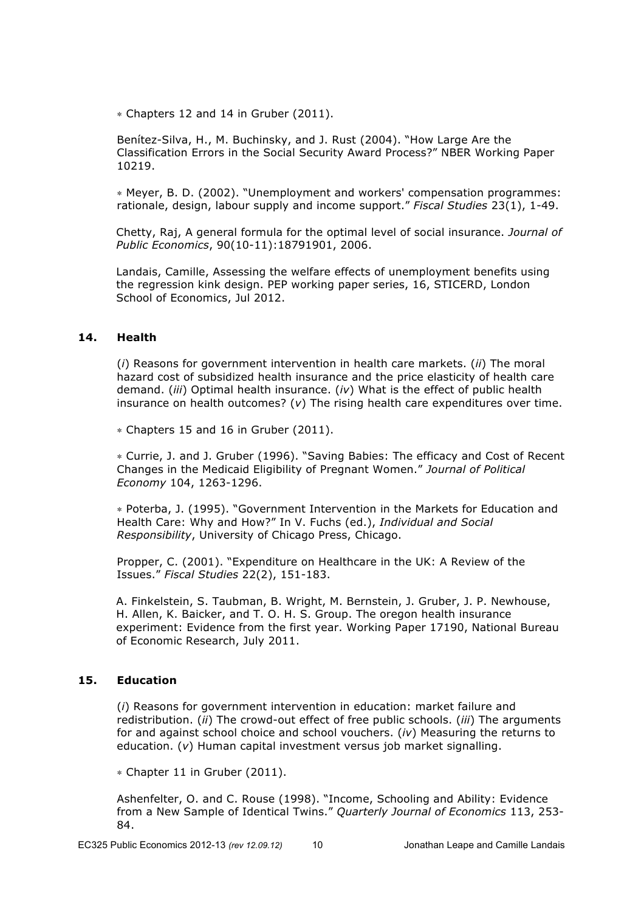∗ Chapters 12 and 14 in Gruber (2011).

Benítez-Silva, H., M. Buchinsky, and J. Rust (2004). "How Large Are the Classification Errors in the Social Security Award Process?" NBER Working Paper 10219.

∗ Meyer, B. D. (2002). "Unemployment and workers' compensation programmes: rationale, design, labour supply and income support." *Fiscal Studies* 23(1), 1-49.

Chetty, Raj, A general formula for the optimal level of social insurance. *Journal of Public Economics*, 90(10-11):18791901, 2006.

Landais, Camille, Assessing the welfare effects of unemployment benefits using the regression kink design. PEP working paper series, 16, STICERD, London School of Economics, Jul 2012.

## 14. Health

(*i*) Reasons for government intervention in health care markets. (*ii*) The moral hazard cost of subsidized health insurance and the price elasticity of health care demand. (*iii*) Optimal health insurance. (*iv*) What is the effect of public health insurance on health outcomes? (*v*) The rising health care expenditures over time.

∗ Chapters 15 and 16 in Gruber (2011).

∗ Currie, J. and J. Gruber (1996). "Saving Babies: The efficacy and Cost of Recent Changes in the Medicaid Eligibility of Pregnant Women." *Journal of Political Economy* 104, 1263-1296.

∗ Poterba, J. (1995). "Government Intervention in the Markets for Education and Health Care: Why and How?" In V. Fuchs (ed.), *Individual and Social Responsibility*, University of Chicago Press, Chicago.

Propper, C. (2001). "Expenditure on Healthcare in the UK: A Review of the Issues." *Fiscal Studies* 22(2), 151-183.

A. Finkelstein, S. Taubman, B. Wright, M. Bernstein, J. Gruber, J. P. Newhouse, H. Allen, K. Baicker, and T. O. H. S. Group. The oregon health insurance experiment: Evidence from the first year. Working Paper 17190, National Bureau of Economic Research, July 2011.

## 15. Education

(*i*) Reasons for government intervention in education: market failure and redistribution. (*ii*) The crowd-out effect of free public schools. (*iii*) The arguments for and against school choice and school vouchers. (*iv*) Measuring the returns to education. (*v*) Human capital investment versus job market signalling.

∗ Chapter 11 in Gruber (2011).

Ashenfelter, O. and C. Rouse (1998). "Income, Schooling and Ability: Evidence from a New Sample of Identical Twins." *Quarterly Journal of Economics* 113, 253-84.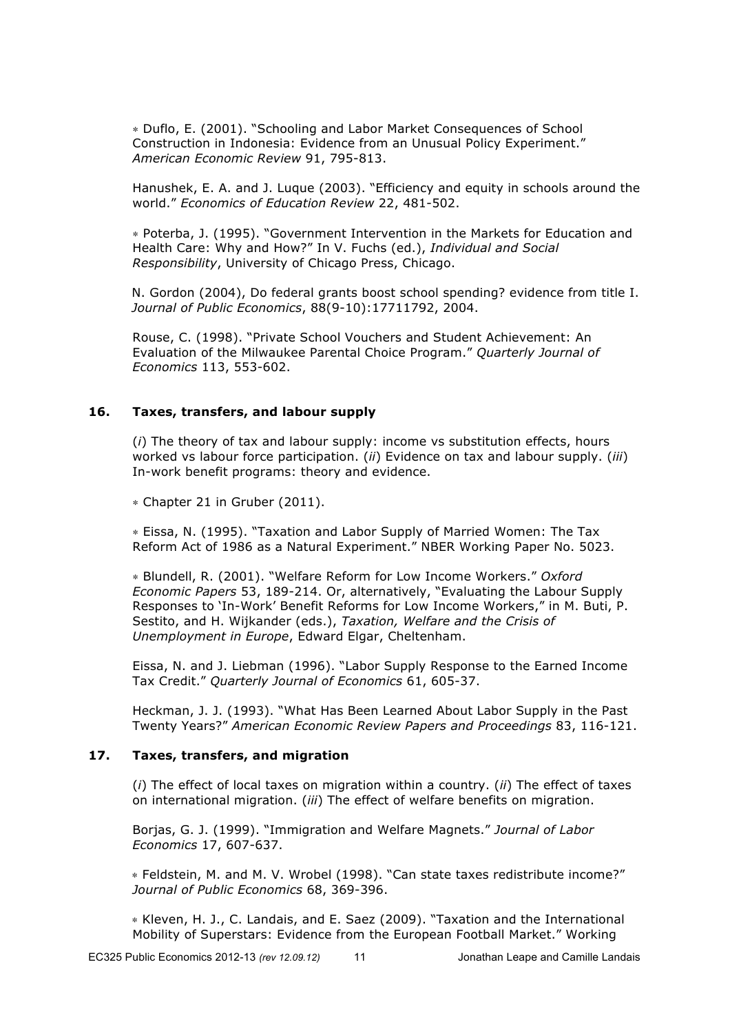∗ Duflo, E. (2001). "Schooling and Labor Market Consequences of School Construction in Indonesia: Evidence from an Unusual Policy Experiment." *American Economic Review* 91, 795-813.

Hanushek, E. A. and J. Luque (2003). "Efficiency and equity in schools around the world." *Economics of Education Review* 22, 481-502.

∗ Poterba, J. (1995). "Government Intervention in the Markets for Education and Health Care: Why and How?" In V. Fuchs (ed.), *Individual and Social Responsibility*, University of Chicago Press, Chicago.

N. Gordon (2004), Do federal grants boost school spending? evidence from title I. *Journal of Public Economics*, 88(9-10):17711792, 2004.

Rouse, C. (1998). "Private School Vouchers and Student Achievement: An Evaluation of the Milwaukee Parental Choice Program." *Quarterly Journal of Economics* 113, 553-602.

### 16. Taxes, transfers, and labour supply

(*i*) The theory of tax and labour supply: income vs substitution effects, hours worked vs labour force participation. (*ii*) Evidence on tax and labour supply. (*iii*) In-work benefit programs: theory and evidence.

∗ Chapter 21 in Gruber (2011).

∗ Eissa, N. (1995). "Taxation and Labor Supply of Married Women: The Tax Reform Act of 1986 as a Natural Experiment." NBER Working Paper No. 5023.

∗ Blundell, R. (2001). "Welfare Reform for Low Income Workers." *Oxford Economic Papers* 53, 189-214. Or, alternatively, "Evaluating the Labour Supply Responses to 'In-Work' Benefit Reforms for Low Income Workers," in M. Buti, P. Sestito, and H. Wijkander (eds.), *Taxation, Welfare and the Crisis of Unemployment in Europe*, Edward Elgar, Cheltenham.

Eissa, N. and J. Liebman (1996). "Labor Supply Response to the Earned Income Tax Credit." *Quarterly Journal of Economics* 61, 605-37.

Heckman, J. J. (1993). "What Has Been Learned About Labor Supply in the Past Twenty Years?" *American Economic Review Papers and Proceedings* 83, 116-121.

### 17. Taxes, transfers, and migration

(*i*) The effect of local taxes on migration within a country. (*ii*) The effect of taxes on international migration. (*iii*) The effect of welfare benefits on migration.

Borjas, G. J. (1999). "Immigration and Welfare Magnets." *Journal of Labor Economics* 17, 607-637.

∗ Feldstein, M. and M. V. Wrobel (1998). "Can state taxes redistribute income?" *Journal of Public Economics* 68, 369-396.

∗ Kleven, H. J., C. Landais, and E. Saez (2009). "Taxation and the International Mobility of Superstars: Evidence from the European Football Market." Working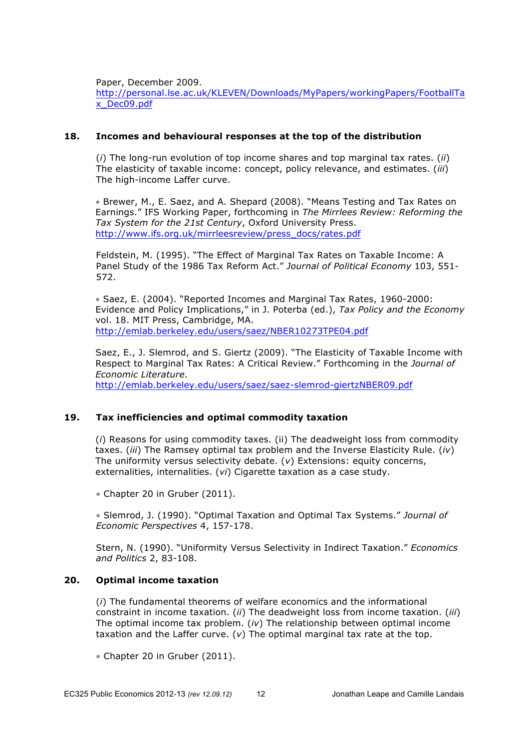Paper, December 2009.
http://personal.lse.ac.uk/KLEVEN/Downloads/MyPapers/workingPapers/FootballTax_Dec09.pdf

## 18. Incomes and behavioural responses at the top of the distribution

(*i*) The long-run evolution of top income shares and top marginal tax rates. (*ii*) The elasticity of taxable income: concept, policy relevance, and estimates. (*iii*) The high-income Laffer curve.

⁎ Brewer, M., E. Saez, and A. Shepard (2008). "Means Testing and Tax Rates on Earnings." IFS Working Paper, forthcoming in *The Mirrlees Review: Reforming the Tax System for the 21st Century*, Oxford University Press.
http://www.ifs.org.uk/mirrleesreview/press_docs/rates.pdf

Feldstein, M. (1995). "The Effect of Marginal Tax Rates on Taxable Income: A Panel Study of the 1986 Tax Reform Act." *Journal of Political Economy* 103, 551-572.

⁎ Saez, E. (2004). "Reported Incomes and Marginal Tax Rates, 1960-2000: Evidence and Policy Implications," in J. Poterba (ed.), *Tax Policy and the Economy* vol. 18. MIT Press, Cambridge, MA.
http://emlab.berkeley.edu/users/saez/NBER10273TPE04.pdf

Saez, E., J. Slemrod, and S. Giertz (2009). "The Elasticity of Taxable Income with Respect to Marginal Tax Rates: A Critical Review." Forthcoming in the *Journal of Economic Literature*.
http://emlab.berkeley.edu/users/saez/saez-slemrod-giertzNBER09.pdf

## 19. Tax inefficiencies and optimal commodity taxation

(*i*) Reasons for using commodity taxes. (ii) The deadweight loss from commodity taxes. (*iii*) The Ramsey optimal tax problem and the Inverse Elasticity Rule. (*iv*) The uniformity versus selectivity debate. (*v*) Extensions: equity concerns, externalities, internalities. (*vi*) Cigarette taxation as a case study.

⁎ Chapter 20 in Gruber (2011).

⁎ Slemrod, J. (1990). "Optimal Taxation and Optimal Tax Systems." *Journal of Economic Perspectives* 4, 157-178.

Stern, N. (1990). "Uniformity Versus Selectivity in Indirect Taxation." *Economics and Politics* 2, 83-108.

## 20. Optimal income taxation

(*i*) The fundamental theorems of welfare economics and the informational constraint in income taxation. (*ii*) The deadweight loss from income taxation. (*iii*) The optimal income tax problem. (*iv*) The relationship between optimal income taxation and the Laffer curve. (*v*) The optimal marginal tax rate at the top.

⁎ Chapter 20 in Gruber (2011).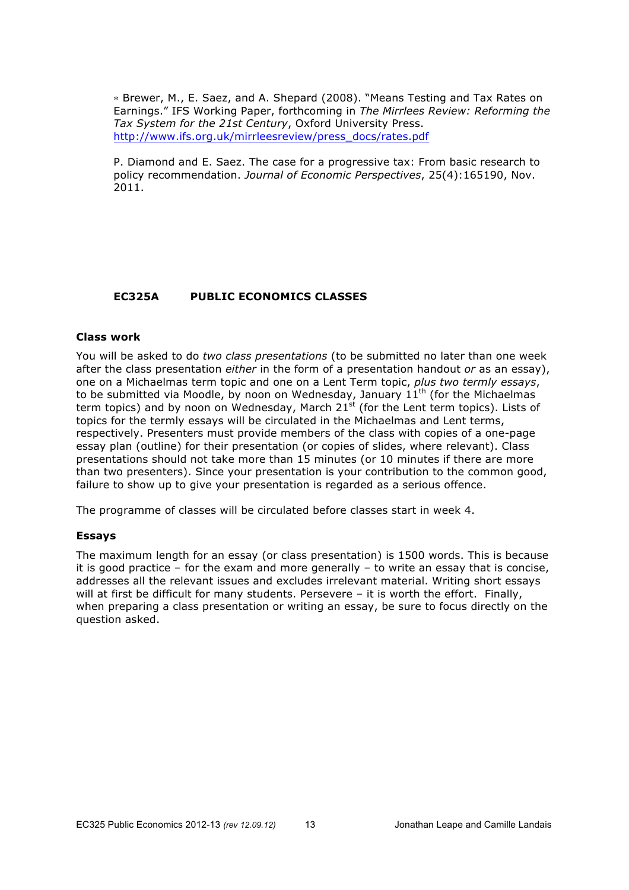∗ Brewer, M., E. Saez, and A. Shepard (2008). "Means Testing and Tax Rates on Earnings." IFS Working Paper, forthcoming in *The Mirrlees Review: Reforming the Tax System for the 21st Century*, Oxford University Press. http://www.ifs.org.uk/mirrleesreview/press_docs/rates.pdf

P. Diamond and E. Saez. The case for a progressive tax: From basic research to policy recommendation. *Journal of Economic Perspectives*, 25(4):165190, Nov. 2011.

## EC325A PUBLIC ECONOMICS CLASSES

### Class work

You will be asked to do *two class presentations* (to be submitted no later than one week after the class presentation *either* in the form of a presentation handout *or* as an essay), one on a Michaelmas term topic and one on a Lent Term topic, *plus two termly essays*, to be submitted via Moodle, by noon on Wednesday, January 11th (for the Michaelmas term topics) and by noon on Wednesday, March 21st (for the Lent term topics). Lists of topics for the termly essays will be circulated in the Michaelmas and Lent terms, respectively. Presenters must provide members of the class with copies of a one-page essay plan (outline) for their presentation (or copies of slides, where relevant). Class presentations should not take more than 15 minutes (or 10 minutes if there are more than two presenters). Since your presentation is your contribution to the common good, failure to show up to give your presentation is regarded as a serious offence.

The programme of classes will be circulated before classes start in week 4.

### Essays

The maximum length for an essay (or class presentation) is 1500 words. This is because it is good practice – for the exam and more generally – to write an essay that is concise, addresses all the relevant issues and excludes irrelevant material. Writing short essays will at first be difficult for many students. Persevere – it is worth the effort. Finally, when preparing a class presentation or writing an essay, be sure to focus directly on the question asked.